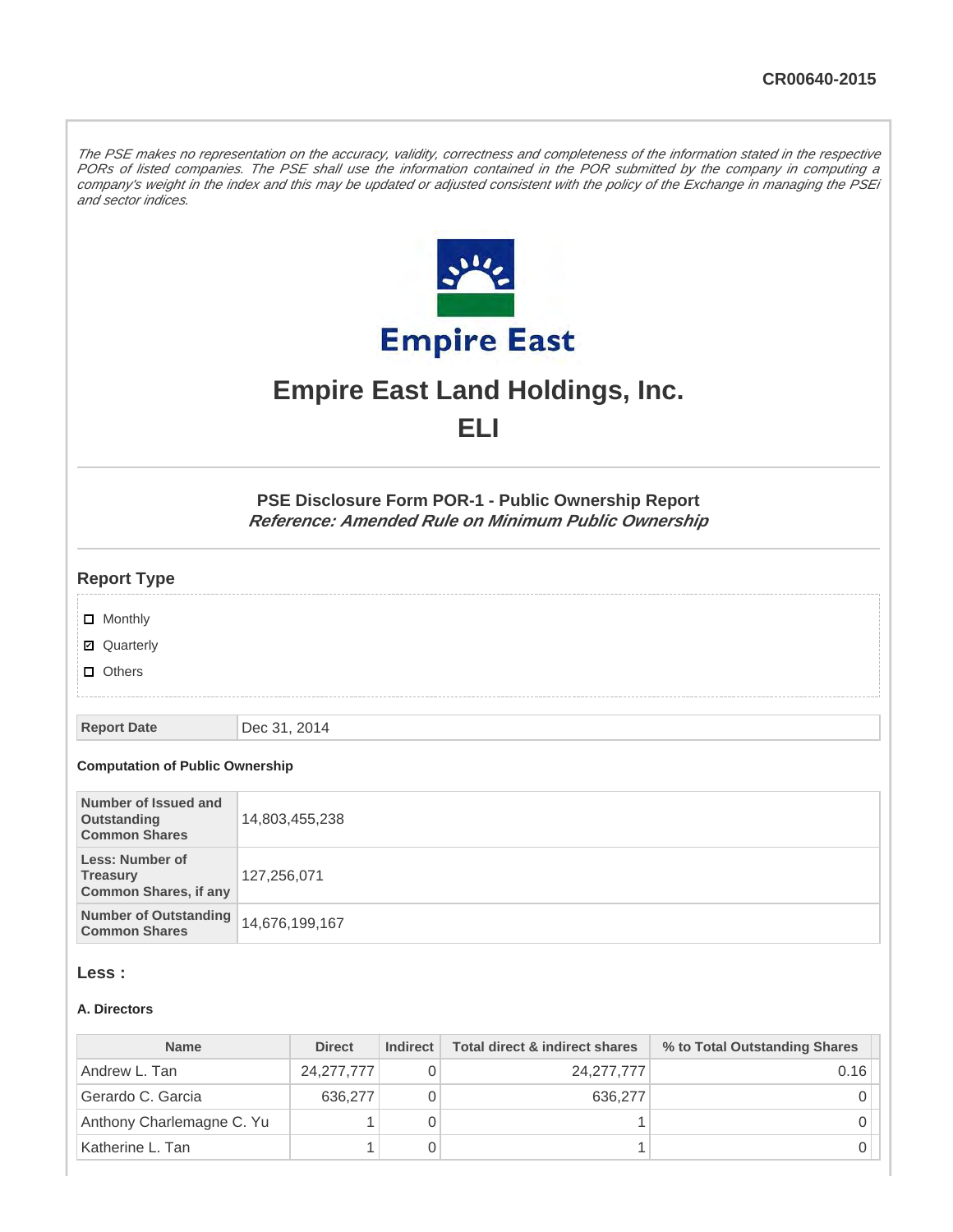CR00640-2015

*The PSE makes no representation on the accuracy, validity, correctness and completeness of the information stated in the respective PORs of listed companies. The PSE shall use the information contained in the POR submitted by the company in computing a company's weight in the index and this may be updated or adjusted consistent with the policy of the Exchange in managing the PSEi and sector indices.*

# Empire East Land Holdings, Inc.

# ELI

## PSE Disclosure Form POR-1 - Public Ownership Report

***Reference: Amended Rule on Minimum Public Ownership***

### Report Type

- [ ] Monthly
- [x] Quarterly
- [ ] Others

| | |
|---|---|
| **Report Date** | Dec 31, 2014 |

#### Computation of Public Ownership

| | |
|---|---|
| **Number of Issued and Outstanding Common Shares** | 14,803,455,238 |
| **Less: Number of Treasury Common Shares, if any** | 127,256,071 |
| **Number of Outstanding Common Shares** | 14,676,199,167 |

### Less :

#### A. Directors

| Name | Direct | Indirect | Total direct & indirect shares | % to Total Outstanding Shares |
|---|---|---|---|---|
| Andrew L. Tan | 24,277,777 | 0 | 24,277,777 | 0.16 |
| Gerardo C. Garcia | 636,277 | 0 | 636,277 | 0 |
| Anthony Charlemagne C. Yu | 1 | 0 | 1 | 0 |
| Katherine L. Tan | 1 | 0 | 1 | 0 |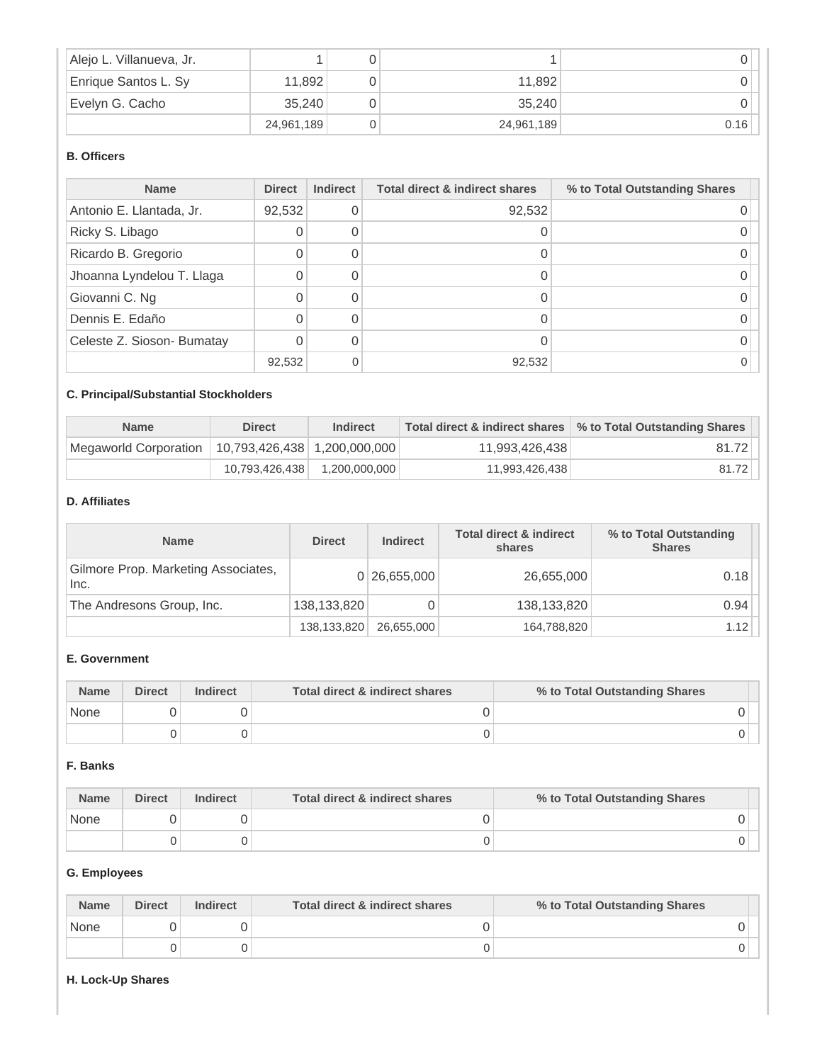| | | | | |
|---|---|---|---|---|
| Alejo L. Villanueva, Jr. | 1 | 0 | 1 | 0 |
| Enrique Santos L. Sy | 11,892 | 0 | 11,892 | 0 |
| Evelyn G. Cacho | 35,240 | 0 | 35,240 | 0 |
| | 24,961,189 | 0 | 24,961,189 | 0.16 |

#### B. Officers

| Name | Direct | Indirect | Total direct & indirect shares | % to Total Outstanding Shares |
|---|---|---|---|---|
| Antonio E. Llantada, Jr. | 92,532 | 0 | 92,532 | 0 |
| Ricky S. Libago | 0 | 0 | 0 | 0 |
| Ricardo B. Gregorio | 0 | 0 | 0 | 0 |
| Jhoanna Lyndelou T. Llaga | 0 | 0 | 0 | 0 |
| Giovanni C. Ng | 0 | 0 | 0 | 0 |
| Dennis E. Edaño | 0 | 0 | 0 | 0 |
| Celeste Z. Sioson- Bumatay | 0 | 0 | 0 | 0 |
| | 92,532 | 0 | 92,532 | 0 |

#### C. Principal/Substantial Stockholders

| Name | Direct | Indirect | Total direct & indirect shares | % to Total Outstanding Shares |
|---|---|---|---|---|
| Megaworld Corporation | 10,793,426,438 | 1,200,000,000 | 11,993,426,438 | 81.72 |
| | 10,793,426,438 | 1,200,000,000 | 11,993,426,438 | 81.72 |

#### D. Affiliates

| Name | Direct | Indirect | Total direct & indirect shares | % to Total Outstanding Shares |
|---|---|---|---|---|
| Gilmore Prop. Marketing Associates, Inc. | 0 | 26,655,000 | 26,655,000 | 0.18 |
| The Andresons Group, Inc. | 138,133,820 | 0 | 138,133,820 | 0.94 |
| | 138,133,820 | 26,655,000 | 164,788,820 | 1.12 |

#### E. Government

| Name | Direct | Indirect | Total direct & indirect shares | % to Total Outstanding Shares |
|---|---|---|---|---|
| None | 0 | 0 | 0 | 0 |
| | 0 | 0 | 0 | 0 |

#### F. Banks

| Name | Direct | Indirect | Total direct & indirect shares | % to Total Outstanding Shares |
|---|---|---|---|---|
| None | 0 | 0 | 0 | 0 |
| | 0 | 0 | 0 | 0 |

#### G. Employees

| Name | Direct | Indirect | Total direct & indirect shares | % to Total Outstanding Shares |
|---|---|---|---|---|
| None | 0 | 0 | 0 | 0 |
| | 0 | 0 | 0 | 0 |

#### H. Lock-Up Shares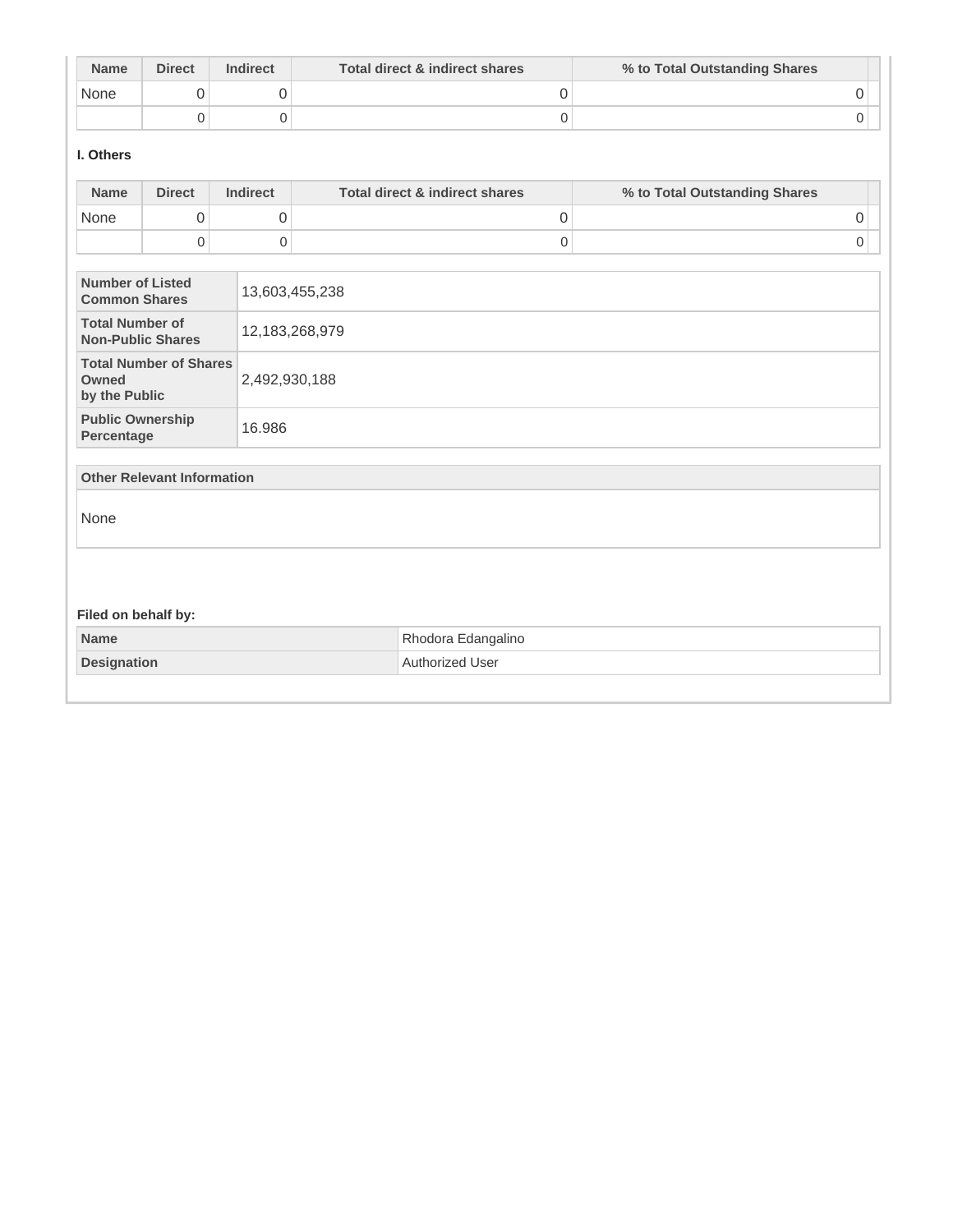| Name | Direct | Indirect | Total direct & indirect shares | % to Total Outstanding Shares |
|---|---|---|---|---|
| None | 0 | 0 | 0 | 0 |
| | 0 | 0 | 0 | 0 |

**I. Others**

| Name | Direct | Indirect | Total direct & indirect shares | % to Total Outstanding Shares |
|---|---|---|---|---|
| None | 0 | 0 | 0 | 0 |
| | 0 | 0 | 0 | 0 |

| | |
|---|---|
| **Number of Listed Common Shares** | 13,603,455,238 |
| **Total Number of Non-Public Shares** | 12,183,268,979 |
| **Total Number of Shares Owned by the Public** | 2,492,930,188 |
| **Public Ownership Percentage** | 16.986 |

| Other Relevant Information |
|---|
| None |

**Filed on behalf by:**

| | |
|---|---|
| **Name** | Rhodora Edangalino |
| **Designation** | Authorized User |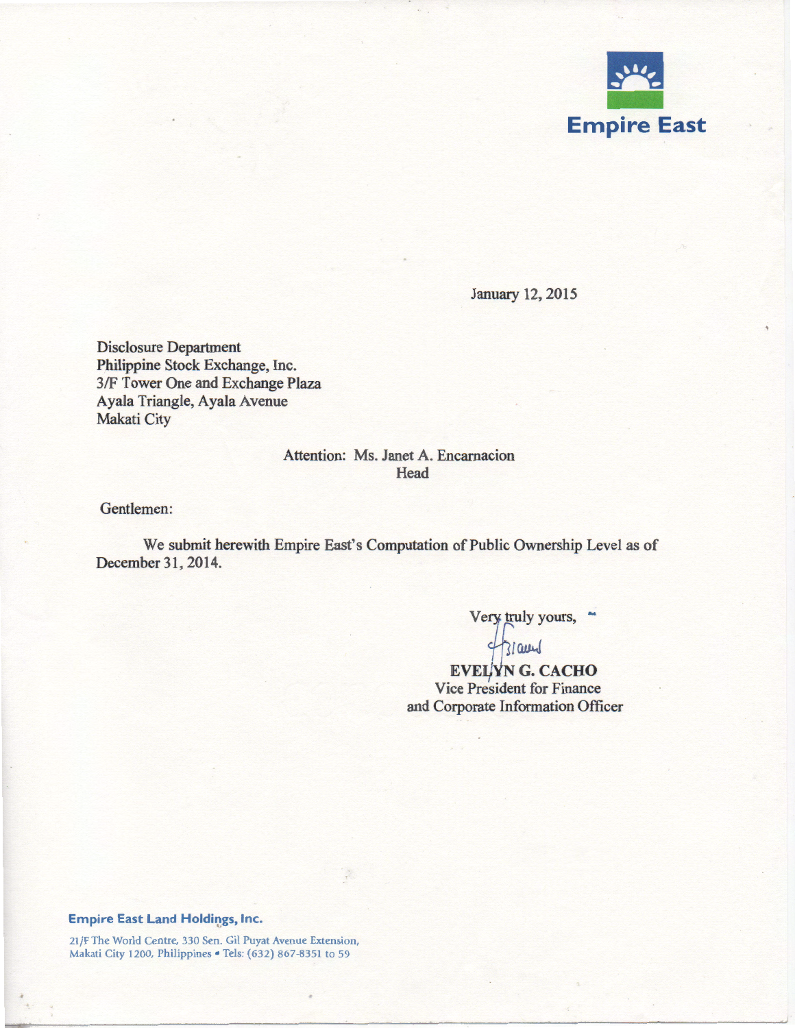Empire East

January 12, 2015

Disclosure Department
Philippine Stock Exchange, Inc.
3/F Tower One and Exchange Plaza
Ayala Triangle, Ayala Avenue
Makati City

Attention: Ms. Janet A. Encarnacion
Head

Gentlemen:

We submit herewith Empire East's Computation of Public Ownership Level as of December 31, 2014.

Very truly yours,

**EVELYN G. CACHO**
Vice President for Finance
and Corporate Information Officer

**Empire East Land Holdings, Inc.**

21/F The World Centre, 330 Sen. Gil Puyat Avenue Extension,
Makati City 1200, Philippines • Tels: (632) 867-8351 to 59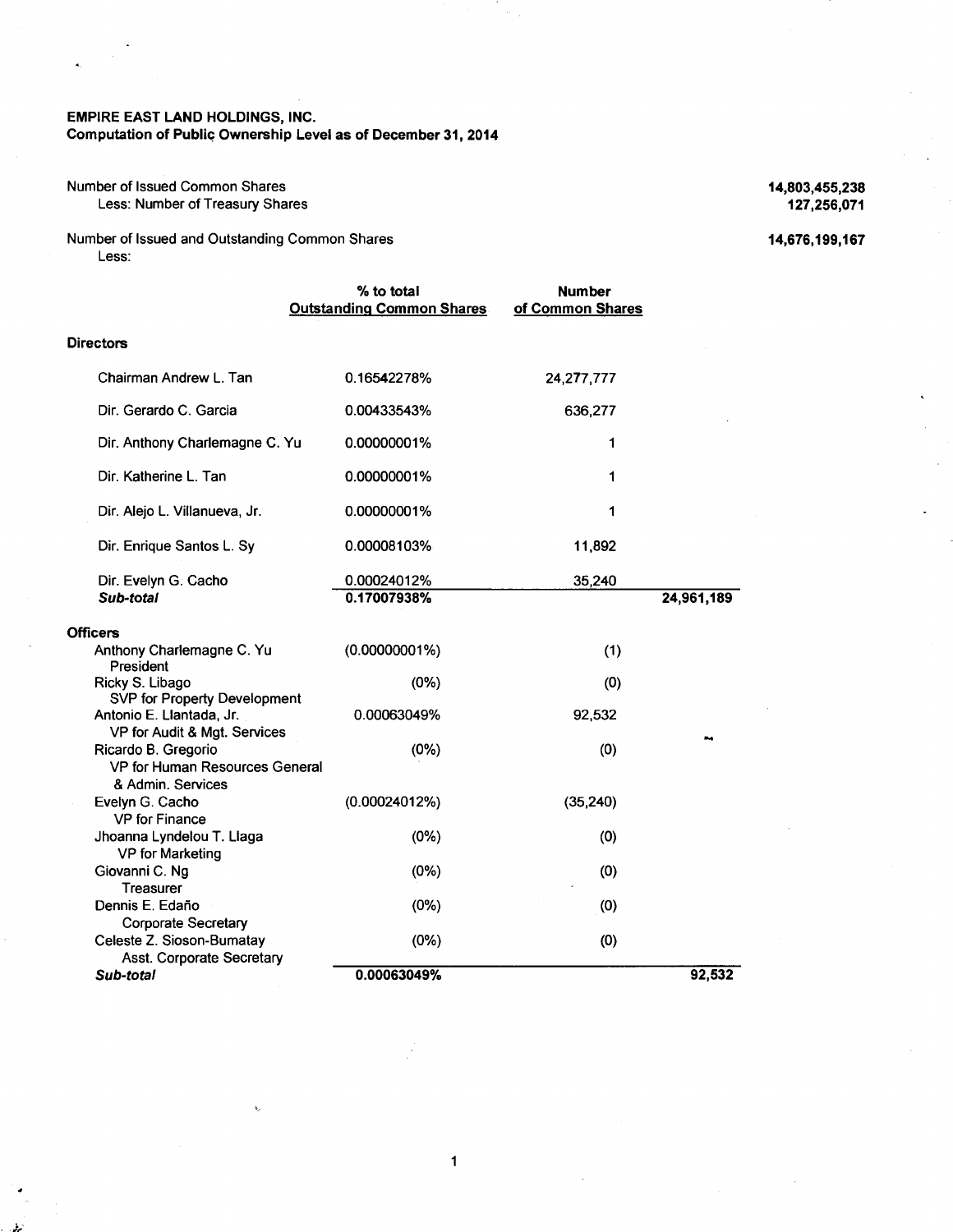**EMPIRE EAST LAND HOLDINGS, INC.**
**Computation of Public Ownership Level as of December 31, 2014**

| | | | | |
|---|---|---|---|---|
| Number of Issued Common Shares | | | | **14,803,455,238** |
| Less: Number of Treasury Shares | | | | **127,256,071** |
| Number of Issued and Outstanding Common Shares | | | | **14,676,199,167** |
| Less: | | | | |

| | % to total Outstanding Common Shares | Number of Common Shares | |
|---|---|---|---|
| **Directors** | | | |
| Chairman Andrew L. Tan | 0.16542278% | 24,277,777 | |
| Dir. Gerardo C. Garcia | 0.00433543% | 636,277 | |
| Dir. Anthony Charlemagne C. Yu | 0.00000001% | 1 | |
| Dir. Katherine L. Tan | 0.00000001% | 1 | |
| Dir. Alejo L. Villanueva, Jr. | 0.00000001% | 1 | |
| Dir. Enrique Santos L. Sy | 0.00008103% | 11,892 | |
| Dir. Evelyn G. Cacho | 0.00024012% | 35,240 | |
| ***Sub-total*** | **0.17007938%** | | **24,961,189** |
| **Officers** | | | |
| Anthony Charlemagne C. Yu<br>President | (0.00000001%) | (1) | |
| Ricky S. Libago<br>SVP for Property Development | (0%) | (0) | |
| Antonio E. Llantada, Jr.<br>VP for Audit & Mgt. Services | 0.00063049% | 92,532 | |
| Ricardo B. Gregorio<br>VP for Human Resources General & Admin. Services | (0%) | (0) | |
| Evelyn G. Cacho<br>VP for Finance | (0.00024012%) | (35,240) | |
| Jhoanna Lyndelou T. Llaga<br>VP for Marketing | (0%) | (0) | |
| Giovanni C. Ng<br>Treasurer | (0%) | (0) | |
| Dennis E. Edaño<br>Corporate Secretary | (0%) | (0) | |
| Celeste Z. Sioson-Bumatay<br>Asst. Corporate Secretary | (0%) | (0) | |
| ***Sub-total*** | **0.00063049%** | | **92,532** |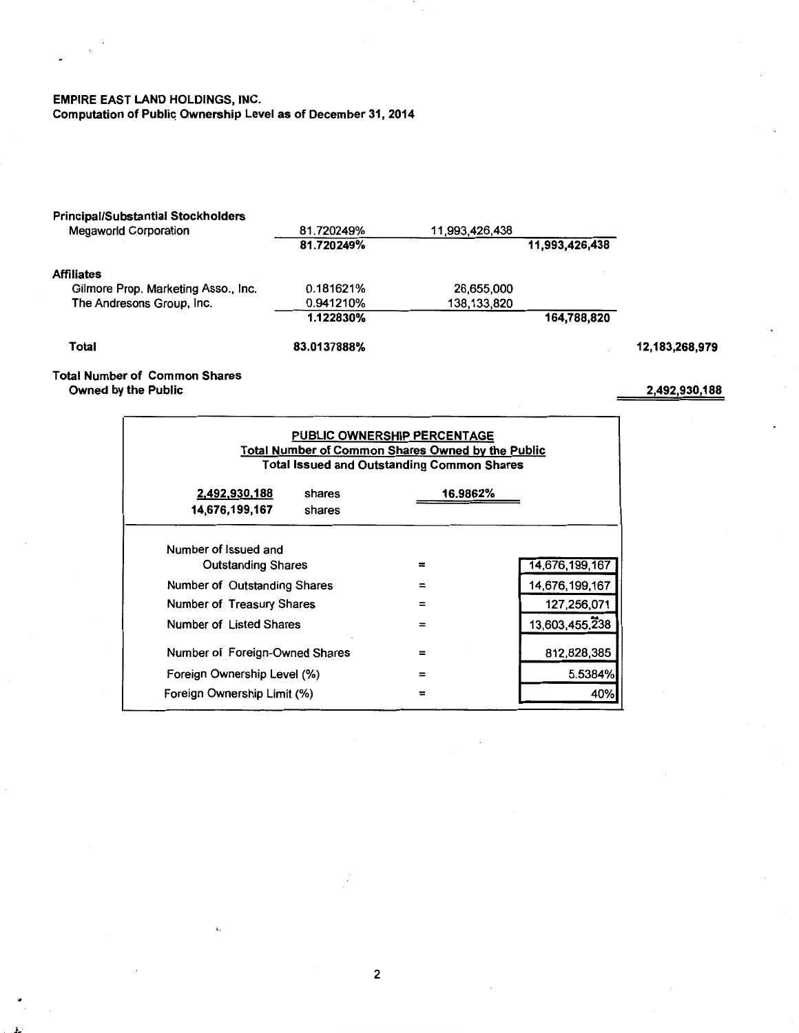**EMPIRE EAST LAND HOLDINGS, INC.**
**Computation of Public Ownership Level as of December 31, 2014**

| | | | | |
|---|---|---|---|---|
| **Principal/Substantial Stockholders** | | | | |
| Megaworld Corporation | 81.720249% | 11,993,426,438 | | |
| | **81.720249%** | | **11,993,426,438** | |
| **Affiliates** | | | | |
| Gilmore Prop. Marketing Asso., Inc. | 0.181621% | 26,655,000 | | |
| The Andresons Group, Inc. | 0.941210% | 138,133,820 | | |
| | **1.122830%** | | **164,788,820** | |
| **Total** | **83.0137888%** | | | **12,183,268,979** |
| **Total Number of Common Shares Owned by the Public** | | | | **2,492,930,188** |

**PUBLIC OWNERSHIP PERCENTAGE**

**Total Number of Common Shares Owned by the Public**
**Total Issued and Outstanding Common Shares**

| | | |
|---|---|---|
| **2,492,930,188** | shares | **16.9862%** |
| **14,676,199,167** | shares | |

| | | |
|---|---|---|
| Number of Issued and Outstanding Shares | = | 14,676,199,167 |
| Number of Outstanding Shares | = | 14,676,199,167 |
| Number of Treasury Shares | = | 127,256,071 |
| Number of Listed Shares | = | 13,603,455,238 |
| Number of Foreign-Owned Shares | = | 812,828,385 |
| Foreign Ownership Level (%) | = | 5.5384% |
| Foreign Ownership Limit (%) | = | 40% |